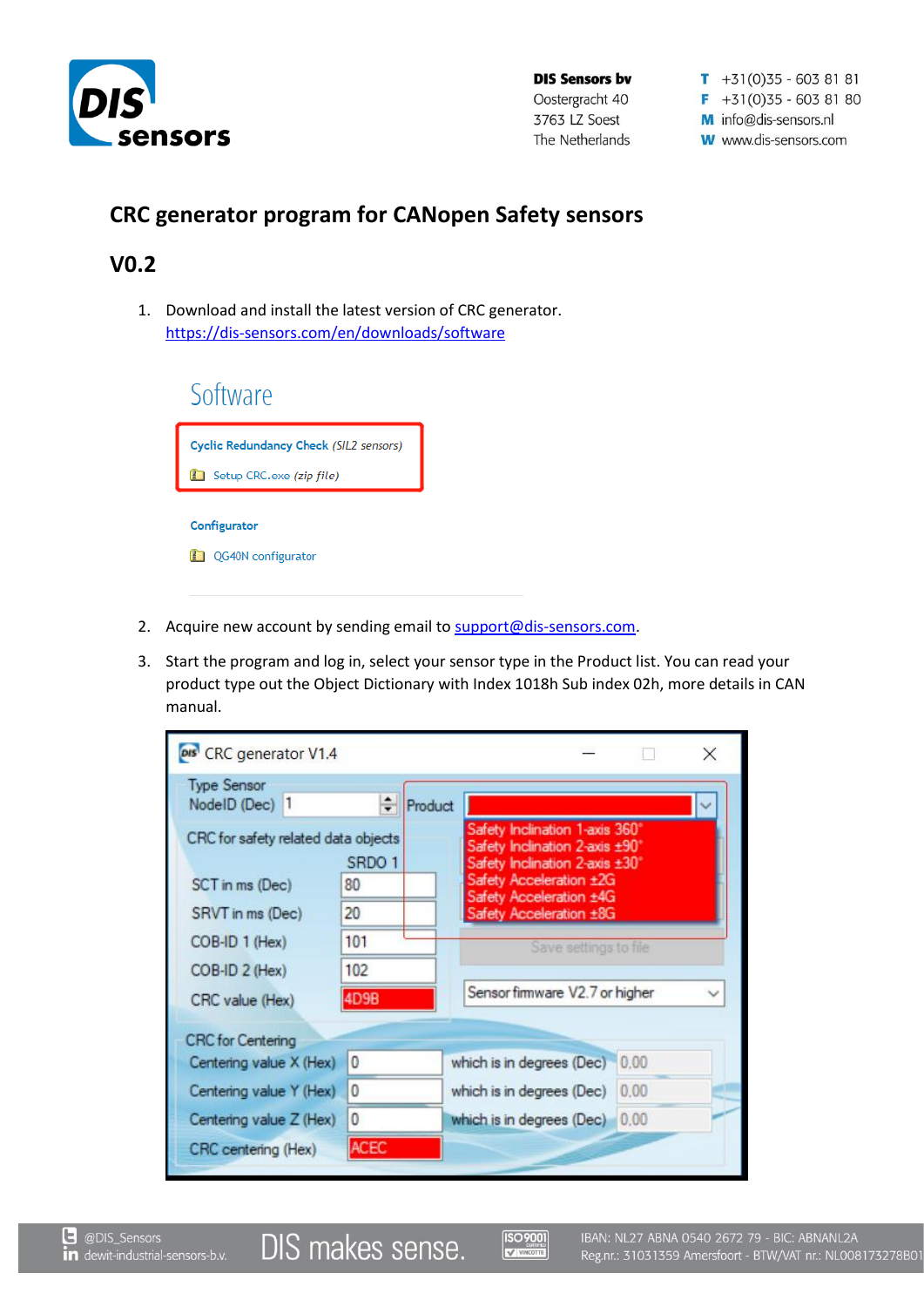# CRC generator program for CANopen Safety sensors

## V0.2

1. Download and install the latest version of CRC generator.
   https://dis-sensors.com/en/downloads/software

   Software

   Cyclic Redundancy Check (SIL2 sensors)

   Setup CRC.exe (zip file)

   Configurator

   QG40N configurator

2. Acquire new account by sending email to support@dis-sensors.com.

3. Start the program and log in, select your sensor type in the Product list. You can read your product type out the Object Dictionary with Index 1018h Sub index 02h, more details in CAN manual.

   CRC generator V1.4

   Type Sensor

   NodeID (Dec) 1

   Product

   Safety Inclination 1-axis 360°
   Safety Inclination 2-axis ±90°
   Safety Inclination 2-axis ±30°
   Safety Acceleration ±2G
   Safety Acceleration ±4G
   Safety Acceleration ±8G

   CRC for safety related data objects

   SRDO 1

   SCT in ms (Dec) 80

   SRVT in ms (Dec) 20

   COB-ID 1 (Hex) 101

   COB-ID 2 (Hex) 102

   CRC value (Hex) 4D9B

   Save settings to file

   Sensor firmware V2.7 or higher

   CRC for Centering

   Centering value X (Hex) 0 which is in degrees (Dec) 0.00

   Centering value Y (Hex) 0 which is in degrees (Dec) 0.00

   Centering value Z (Hex) 0 which is in degrees (Dec) 0.00

   CRC centering (Hex) ACEC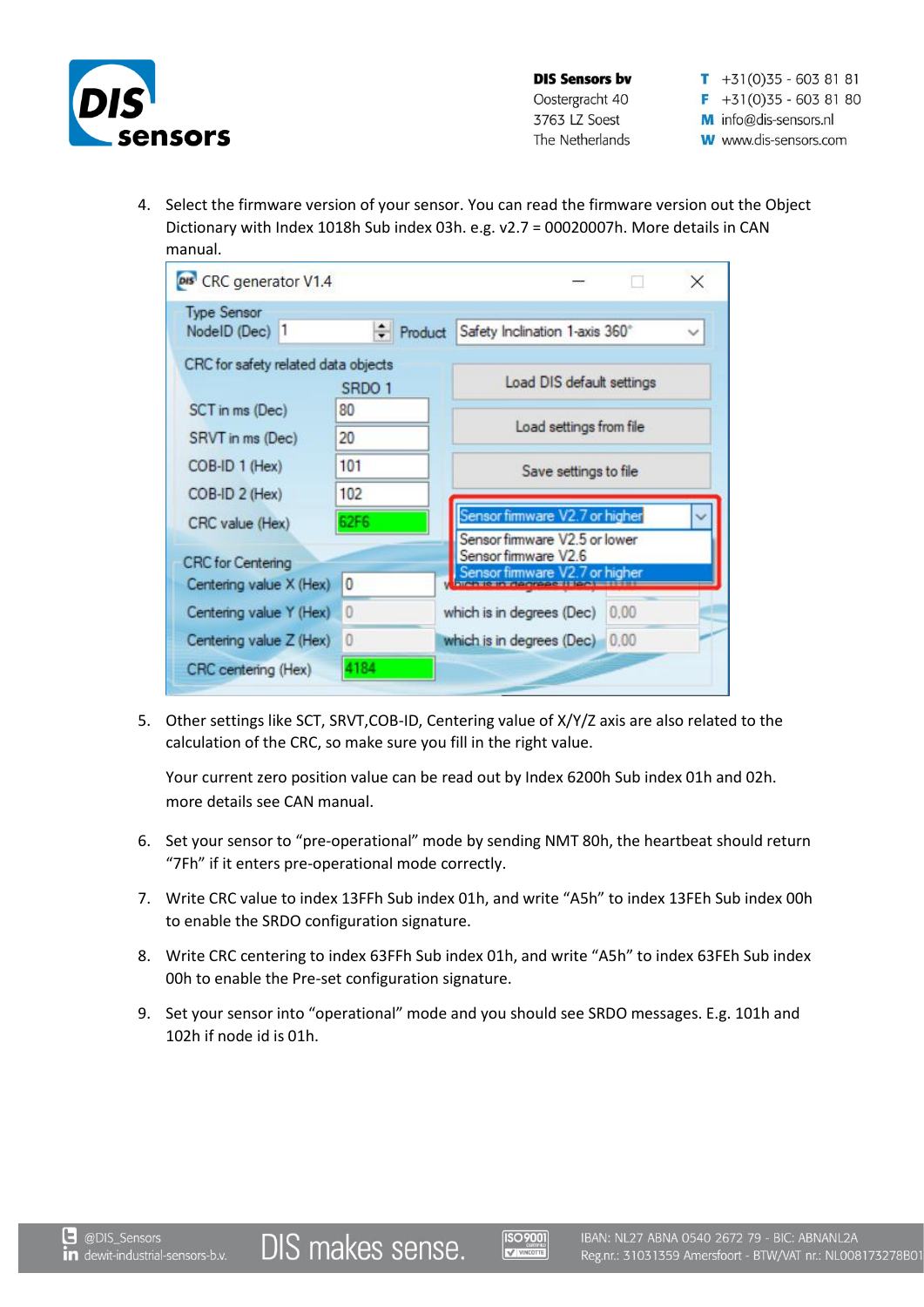4. Select the firmware version of your sensor. You can read the firmware version out the Object Dictionary with Index 1018h Sub index 03h. e.g. v2.7 = 00020007h. More details in CAN manual.

5. Other settings like SCT, SRVT,COB-ID, Centering value of X/Y/Z axis are also related to the calculation of the CRC, so make sure you fill in the right value.

   Your current zero position value can be read out by Index 6200h Sub index 01h and 02h. more details see CAN manual.

6. Set your sensor to "pre-operational" mode by sending NMT 80h, the heartbeat should return "7Fh" if it enters pre-operational mode correctly.

7. Write CRC value to index 13FFh Sub index 01h, and write "A5h" to index 13FEh Sub index 00h to enable the SRDO configuration signature.

8. Write CRC centering to index 63FFh Sub index 01h, and write "A5h" to index 63FEh Sub index 00h to enable the Pre-set configuration signature.

9. Set your sensor into "operational" mode and you should see SRDO messages. E.g. 101h and 102h if node id is 01h.